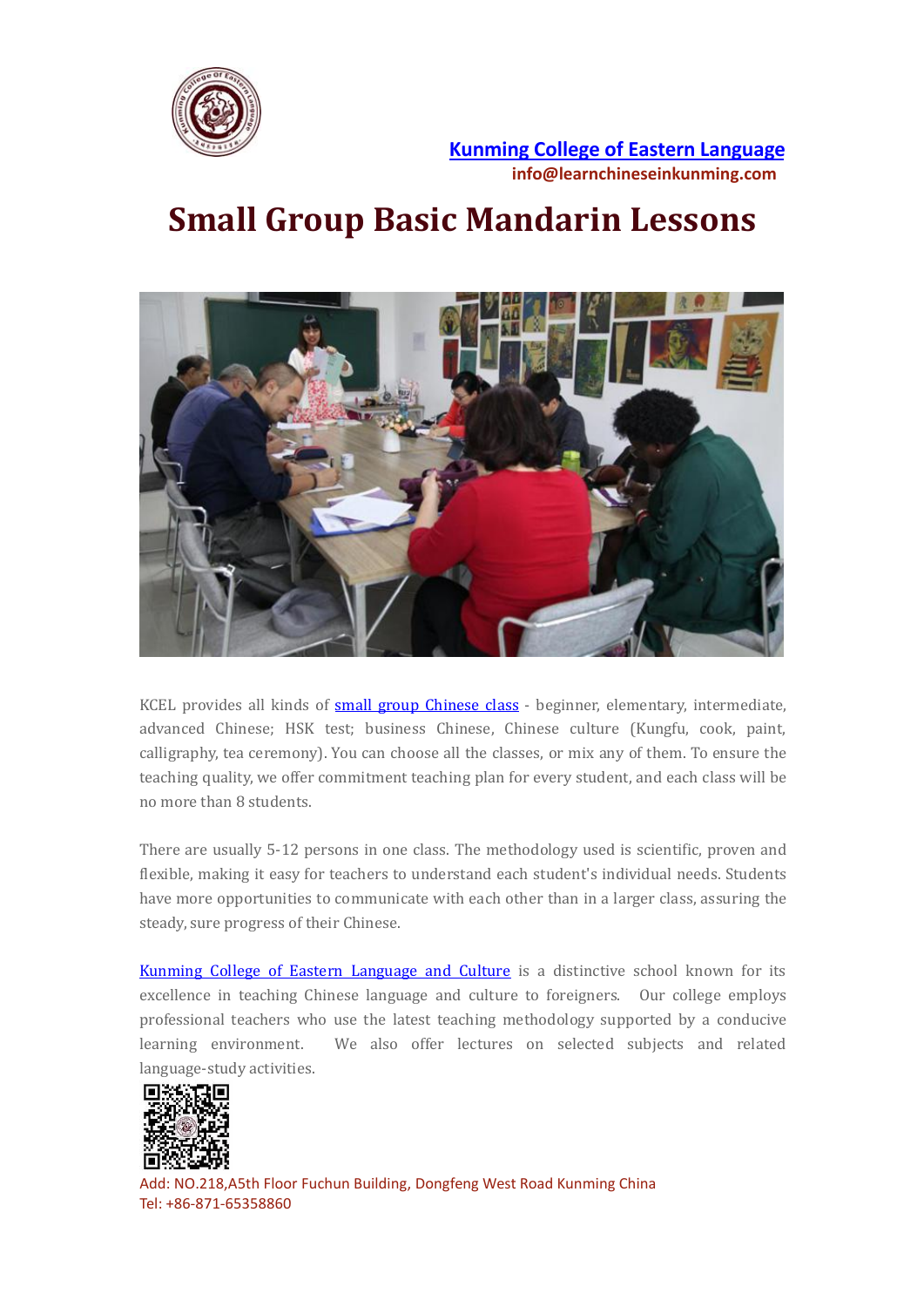[Kunming College of Eastern Language](#)
info@learnchineseinkunming.com

# Small Group Basic Mandarin Lessons

KCEL provides all kinds of [small group Chinese class](#) - beginner, elementary, intermediate, advanced Chinese; HSK test; business Chinese, Chinese culture (Kungfu, cook, paint, calligraphy, tea ceremony). You can choose all the classes, or mix any of them. To ensure the teaching quality, we offer commitment teaching plan for every student, and each class will be no more than 8 students.

There are usually 5-12 persons in one class. The methodology used is scientific, proven and flexible, making it easy for teachers to understand each student's individual needs. Students have more opportunities to communicate with each other than in a larger class, assuring the steady, sure progress of their Chinese.

[Kunming College of Eastern Language and Culture](#) is a distinctive school known for its excellence in teaching Chinese language and culture to foreigners. Our college employs professional teachers who use the latest teaching methodology supported by a conducive learning environment. We also offer lectures on selected subjects and related language-study activities.

Add: NO.218,A5th Floor Fuchun Building, Dongfeng West Road Kunming China
Tel: +86-871-65358860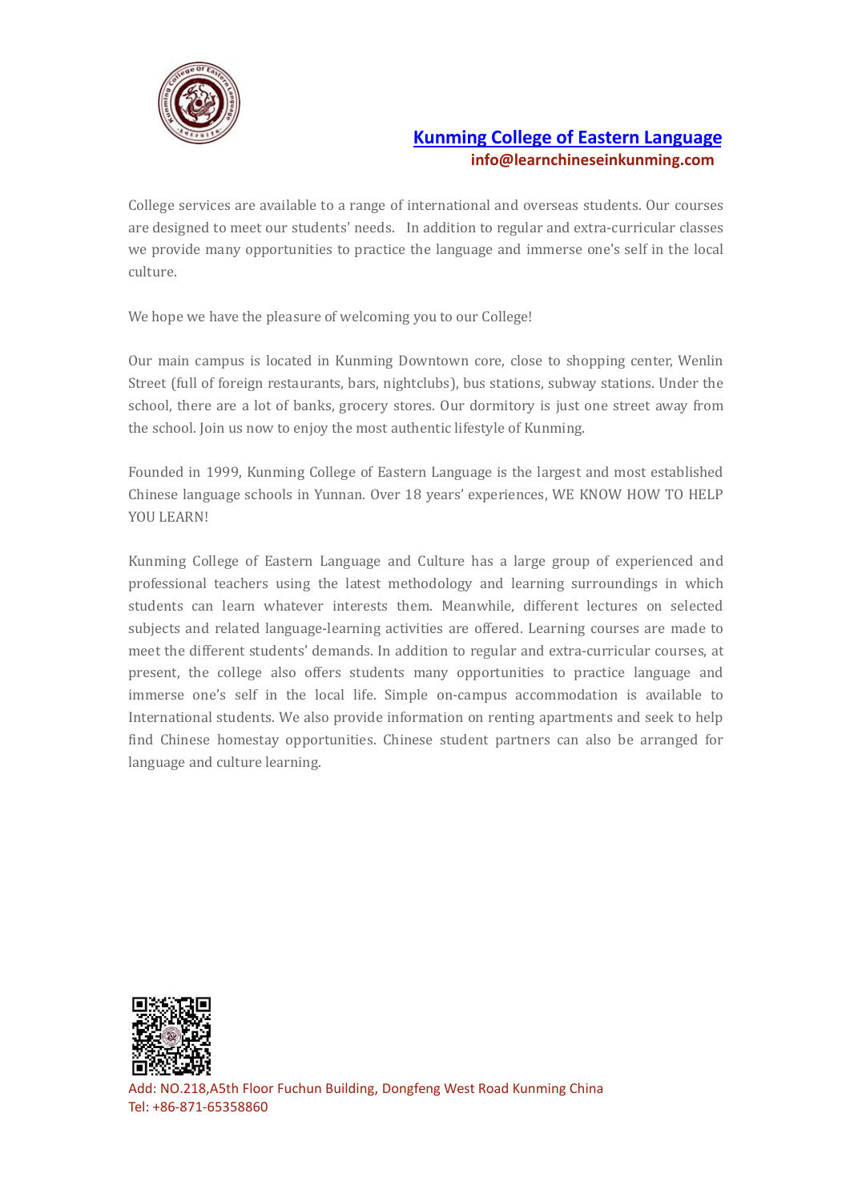**Kunming College of Eastern Language**
**info@learnchineseinkunming.com**

College services are available to a range of international and overseas students. Our courses are designed to meet our students' needs. In addition to regular and extra-curricular classes we provide many opportunities to practice the language and immerse one's self in the local culture.

We hope we have the pleasure of welcoming you to our College!

Our main campus is located in Kunming Downtown core, close to shopping center, Wenlin Street (full of foreign restaurants, bars, nightclubs), bus stations, subway stations. Under the school, there are a lot of banks, grocery stores. Our dormitory is just one street away from the school. Join us now to enjoy the most authentic lifestyle of Kunming.

Founded in 1999, Kunming College of Eastern Language is the largest and most established Chinese language schools in Yunnan. Over 18 years' experiences, WE KNOW HOW TO HELP YOU LEARN!

Kunming College of Eastern Language and Culture has a large group of experienced and professional teachers using the latest methodology and learning surroundings in which students can learn whatever interests them. Meanwhile, different lectures on selected subjects and related language-learning activities are offered. Learning courses are made to meet the different students' demands. In addition to regular and extra-curricular courses, at present, the college also offers students many opportunities to practice language and immerse one's self in the local life. Simple on-campus accommodation is available to International students. We also provide information on renting apartments and seek to help find Chinese homestay opportunities. Chinese student partners can also be arranged for language and culture learning.

Add: NO.218,A5th Floor Fuchun Building, Dongfeng West Road Kunming China
Tel: +86-871-65358860